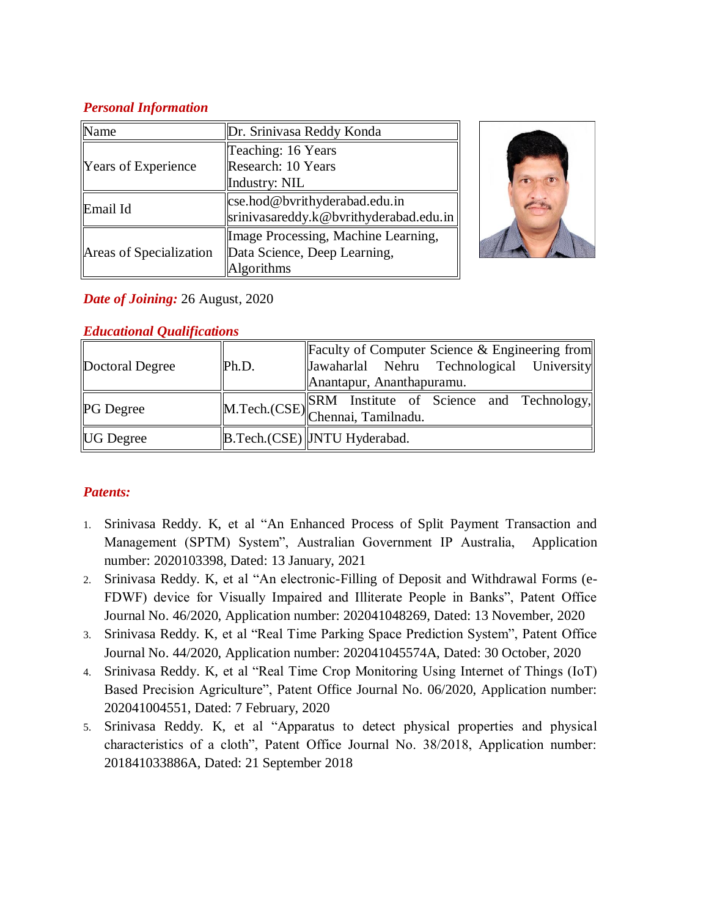### *Personal Information*

| Name | Dr. Srinivasa Reddy Konda |
|---|---|
| Years of Experience | Teaching: 16 Years<br>Research: 10 Years<br>Industry: NIL |
| Email Id | cse.hod@bvrithyderabad.edu.in<br>srinivasareddy.k@bvrithyderabad.edu.in |
| Areas of Specialization | Image Processing, Machine Learning, Data Science, Deep Learning, Algorithms |

***Date of Joining:*** 26 August, 2020

### *Educational Qualifications*

| Doctoral Degree | Ph.D. | Faculty of Computer Science & Engineering from Jawaharlal Nehru Technological University Anantapur, Ananthapuramu. |
|---|---|---|
| PG Degree | M.Tech.(CSE) | SRM Institute of Science and Technology, Chennai, Tamilnadu. |
| UG Degree | B.Tech.(CSE) | JNTU Hyderabad. |

### *Patents:*

1. Srinivasa Reddy. K, et al "An Enhanced Process of Split Payment Transaction and Management (SPTM) System", Australian Government IP Australia, Application number: 2020103398, Dated: 13 January, 2021
2. Srinivasa Reddy. K, et al "An electronic-Filling of Deposit and Withdrawal Forms (e-FDWF) device for Visually Impaired and Illiterate People in Banks", Patent Office Journal No. 46/2020, Application number: 202041048269, Dated: 13 November, 2020
3. Srinivasa Reddy. K, et al "Real Time Parking Space Prediction System", Patent Office Journal No. 44/2020, Application number: 202041045574A, Dated: 30 October, 2020
4. Srinivasa Reddy. K, et al "Real Time Crop Monitoring Using Internet of Things (IoT) Based Precision Agriculture", Patent Office Journal No. 06/2020, Application number: 202041004551, Dated: 7 February, 2020
5. Srinivasa Reddy. K, et al "Apparatus to detect physical properties and physical characteristics of a cloth", Patent Office Journal No. 38/2018, Application number: 201841033886A, Dated: 21 September 2018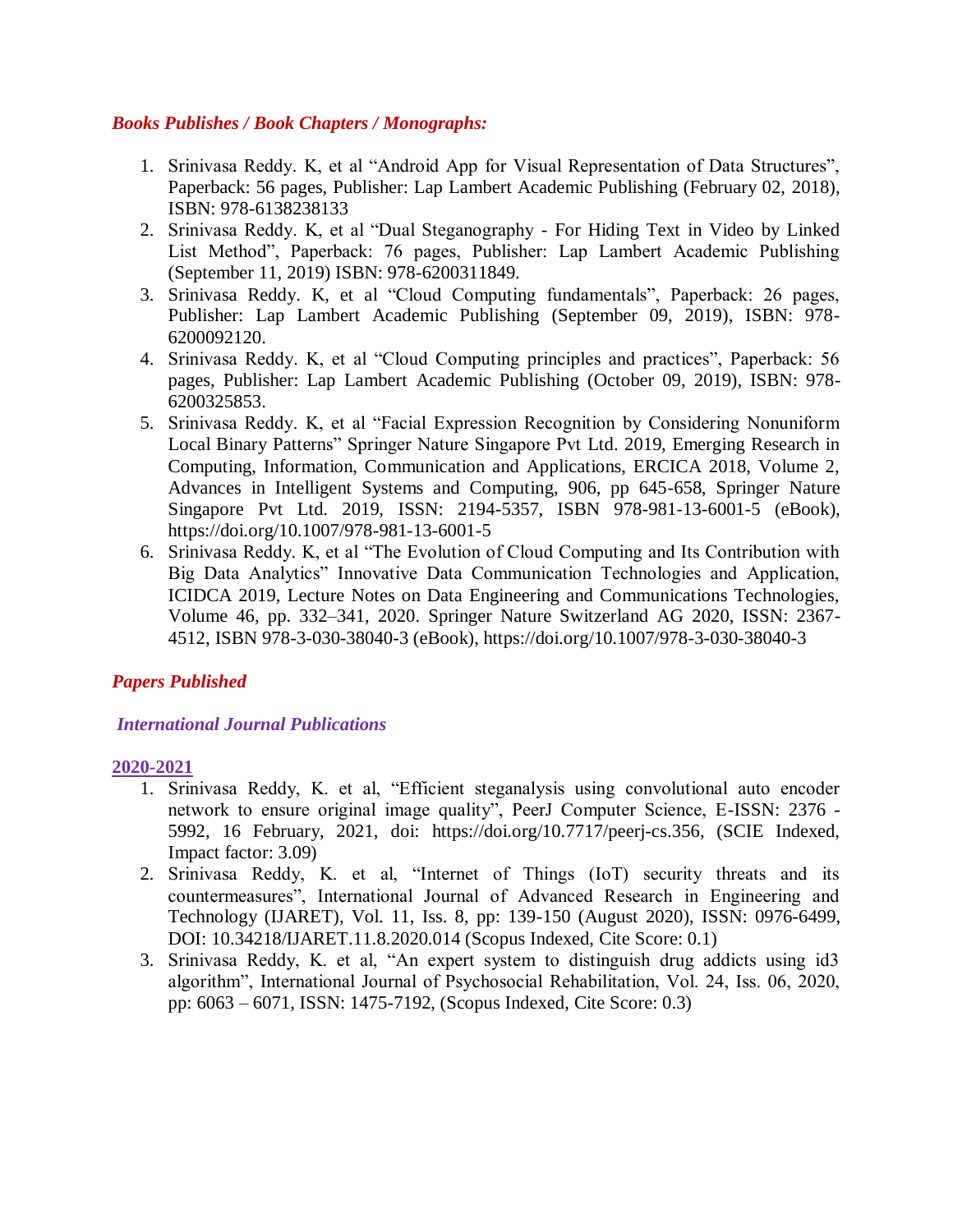### *Books Publishes / Book Chapters / Monographs:*

1. Srinivasa Reddy. K, et al "Android App for Visual Representation of Data Structures", Paperback: 56 pages, Publisher: Lap Lambert Academic Publishing (February 02, 2018), ISBN: 978-6138238133
2. Srinivasa Reddy. K, et al "Dual Steganography - For Hiding Text in Video by Linked List Method", Paperback: 76 pages, Publisher: Lap Lambert Academic Publishing (September 11, 2019) ISBN: 978-6200311849.
3. Srinivasa Reddy. K, et al "Cloud Computing fundamentals", Paperback: 26 pages, Publisher: Lap Lambert Academic Publishing (September 09, 2019), ISBN: 978-6200092120.
4. Srinivasa Reddy. K, et al "Cloud Computing principles and practices", Paperback: 56 pages, Publisher: Lap Lambert Academic Publishing (October 09, 2019), ISBN: 978-6200325853.
5. Srinivasa Reddy. K, et al "Facial Expression Recognition by Considering Nonuniform Local Binary Patterns" Springer Nature Singapore Pvt Ltd. 2019, Emerging Research in Computing, Information, Communication and Applications, ERCICA 2018, Volume 2, Advances in Intelligent Systems and Computing, 906, pp 645-658, Springer Nature Singapore Pvt Ltd. 2019, ISSN: 2194-5357, ISBN 978-981-13-6001-5 (eBook), https://doi.org/10.1007/978-981-13-6001-5
6. Srinivasa Reddy. K, et al "The Evolution of Cloud Computing and Its Contribution with Big Data Analytics" Innovative Data Communication Technologies and Application, ICIDCA 2019, Lecture Notes on Data Engineering and Communications Technologies, Volume 46, pp. 332–341, 2020. Springer Nature Switzerland AG 2020, ISSN: 2367-4512, ISBN 978-3-030-38040-3 (eBook), https://doi.org/10.1007/978-3-030-38040-3

### *Papers Published*

#### *International Journal Publications*

**2020-2021**

1. Srinivasa Reddy, K. et al, "Efficient steganalysis using convolutional auto encoder network to ensure original image quality", PeerJ Computer Science, E-ISSN: 2376 - 5992, 16 February, 2021, doi: https://doi.org/10.7717/peerj-cs.356, (SCIE Indexed, Impact factor: 3.09)
2. Srinivasa Reddy, K. et al, "Internet of Things (IoT) security threats and its countermeasures", International Journal of Advanced Research in Engineering and Technology (IJARET), Vol. 11, Iss. 8, pp: 139-150 (August 2020), ISSN: 0976-6499, DOI: 10.34218/IJARET.11.8.2020.014 (Scopus Indexed, Cite Score: 0.1)
3. Srinivasa Reddy, K. et al, "An expert system to distinguish drug addicts using id3 algorithm", International Journal of Psychosocial Rehabilitation, Vol. 24, Iss. 06, 2020, pp: 6063 – 6071, ISSN: 1475-7192, (Scopus Indexed, Cite Score: 0.3)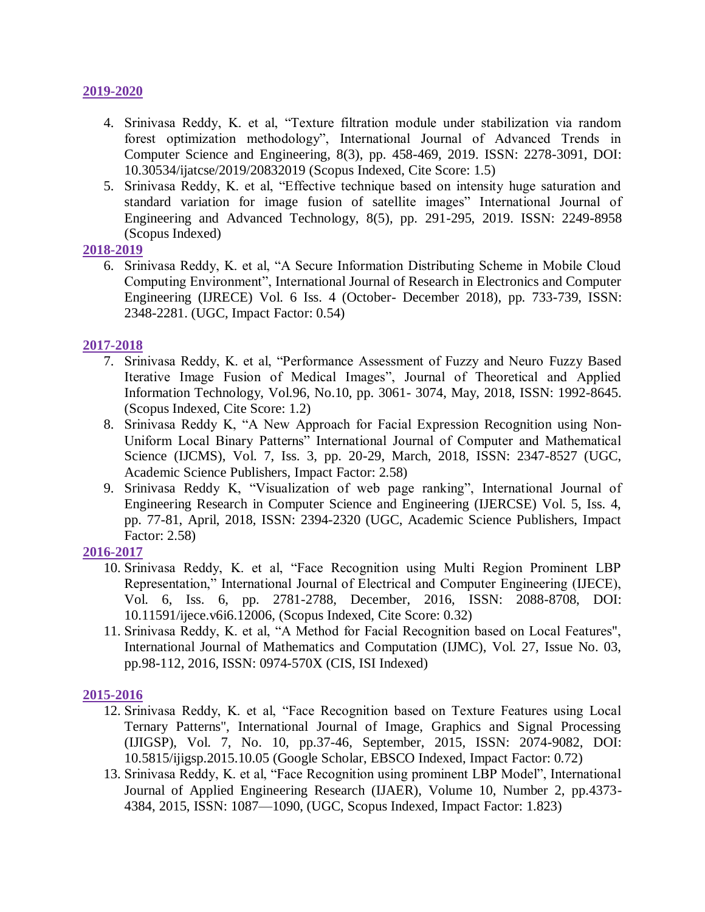**2019-2020**

4. Srinivasa Reddy, K. et al, "Texture filtration module under stabilization via random forest optimization methodology", International Journal of Advanced Trends in Computer Science and Engineering, 8(3), pp. 458-469, 2019. ISSN: 2278-3091, DOI: 10.30534/ijatcse/2019/20832019 (Scopus Indexed, Cite Score: 1.5)
5. Srinivasa Reddy, K. et al, "Effective technique based on intensity huge saturation and standard variation for image fusion of satellite images" International Journal of Engineering and Advanced Technology, 8(5), pp. 291-295, 2019. ISSN: 2249-8958 (Scopus Indexed)

**2018-2019**

6. Srinivasa Reddy, K. et al, "A Secure Information Distributing Scheme in Mobile Cloud Computing Environment", International Journal of Research in Electronics and Computer Engineering (IJRECE) Vol. 6 Iss. 4 (October- December 2018), pp. 733-739, ISSN: 2348-2281. (UGC, Impact Factor: 0.54)

**2017-2018**

7. Srinivasa Reddy, K. et al, "Performance Assessment of Fuzzy and Neuro Fuzzy Based Iterative Image Fusion of Medical Images", Journal of Theoretical and Applied Information Technology, Vol.96, No.10, pp. 3061- 3074, May, 2018, ISSN: 1992-8645. (Scopus Indexed, Cite Score: 1.2)
8. Srinivasa Reddy K, "A New Approach for Facial Expression Recognition using Non-Uniform Local Binary Patterns" International Journal of Computer and Mathematical Science (IJCMS), Vol. 7, Iss. 3, pp. 20-29, March, 2018, ISSN: 2347-8527 (UGC, Academic Science Publishers, Impact Factor: 2.58)
9. Srinivasa Reddy K, "Visualization of web page ranking", International Journal of Engineering Research in Computer Science and Engineering (IJERCSE) Vol. 5, Iss. 4, pp. 77-81, April, 2018, ISSN: 2394-2320 (UGC, Academic Science Publishers, Impact Factor: 2.58)

**2016-2017**

10. Srinivasa Reddy, K. et al, "Face Recognition using Multi Region Prominent LBP Representation," International Journal of Electrical and Computer Engineering (IJECE), Vol. 6, Iss. 6, pp. 2781-2788, December, 2016, ISSN: 2088-8708, DOI: 10.11591/ijece.v6i6.12006, (Scopus Indexed, Cite Score: 0.32)
11. Srinivasa Reddy, K. et al, "A Method for Facial Recognition based on Local Features", International Journal of Mathematics and Computation (IJMC), Vol. 27, Issue No. 03, pp.98-112, 2016, ISSN: 0974-570X (CIS, ISI Indexed)

**2015-2016**

12. Srinivasa Reddy, K. et al, "Face Recognition based on Texture Features using Local Ternary Patterns", International Journal of Image, Graphics and Signal Processing (IJIGSP), Vol. 7, No. 10, pp.37-46, September, 2015, ISSN: 2074-9082, DOI: 10.5815/ijigsp.2015.10.05 (Google Scholar, EBSCO Indexed, Impact Factor: 0.72)
13. Srinivasa Reddy, K. et al, "Face Recognition using prominent LBP Model", International Journal of Applied Engineering Research (IJAER), Volume 10, Number 2, pp.4373-4384, 2015, ISSN: 1087—1090, (UGC, Scopus Indexed, Impact Factor: 1.823)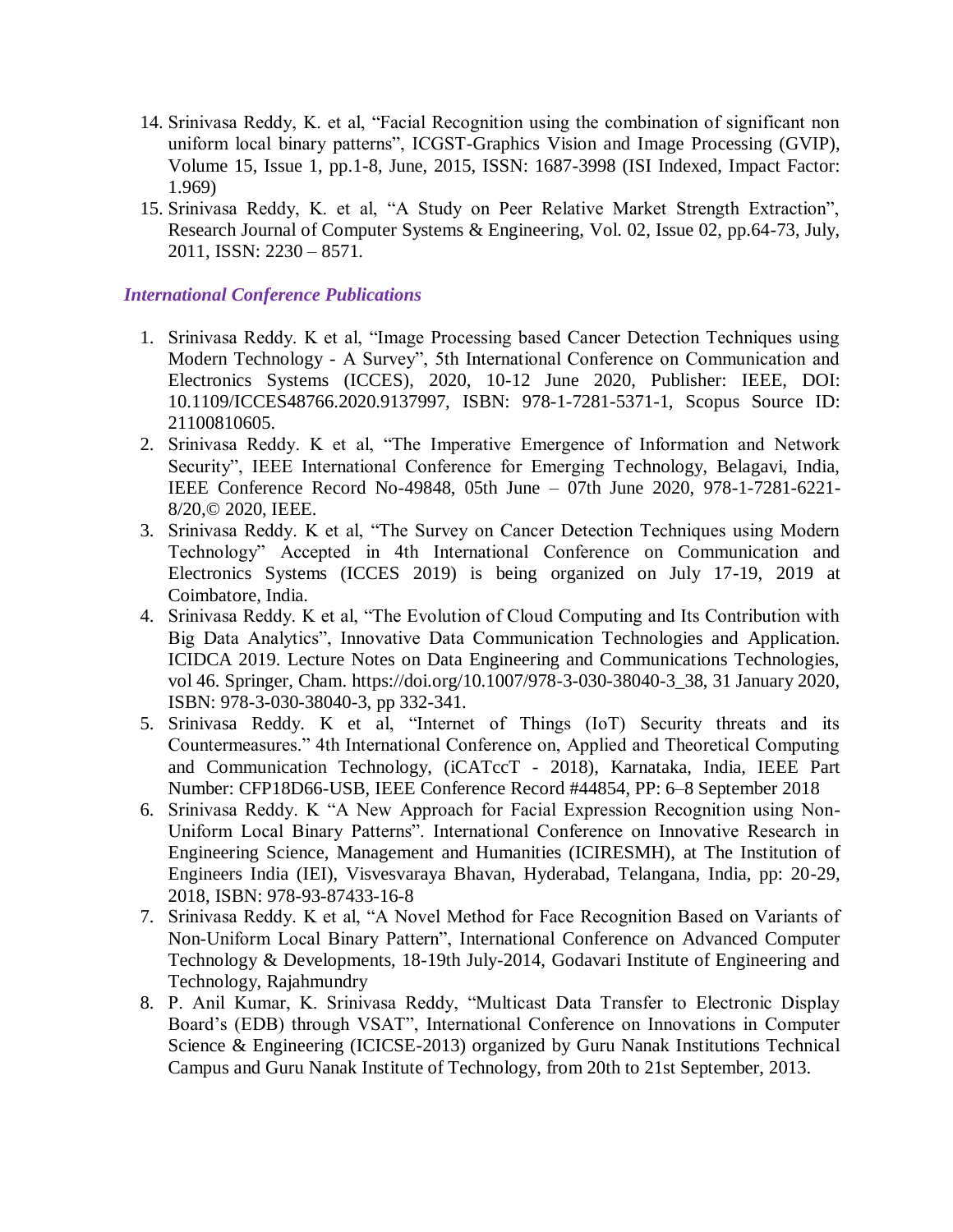14. Srinivasa Reddy, K. et al, "Facial Recognition using the combination of significant non uniform local binary patterns", ICGST-Graphics Vision and Image Processing (GVIP), Volume 15, Issue 1, pp.1-8, June, 2015, ISSN: 1687-3998 (ISI Indexed, Impact Factor: 1.969)
15. Srinivasa Reddy, K. et al, "A Study on Peer Relative Market Strength Extraction", Research Journal of Computer Systems & Engineering, Vol. 02, Issue 02, pp.64-73, July, 2011, ISSN: 2230 – 8571.

### *International Conference Publications*

1. Srinivasa Reddy. K et al, "Image Processing based Cancer Detection Techniques using Modern Technology - A Survey", 5th International Conference on Communication and Electronics Systems (ICCES), 2020, 10-12 June 2020, Publisher: IEEE, DOI: 10.1109/ICCES48766.2020.9137997, ISBN: 978-1-7281-5371-1, Scopus Source ID: 21100810605.
2. Srinivasa Reddy. K et al, "The Imperative Emergence of Information and Network Security", IEEE International Conference for Emerging Technology, Belagavi, India, IEEE Conference Record No-49848, 05th June – 07th June 2020, 978-1-7281-6221-8/20,© 2020, IEEE.
3. Srinivasa Reddy. K et al, "The Survey on Cancer Detection Techniques using Modern Technology" Accepted in 4th International Conference on Communication and Electronics Systems (ICCES 2019) is being organized on July 17-19, 2019 at Coimbatore, India.
4. Srinivasa Reddy. K et al, "The Evolution of Cloud Computing and Its Contribution with Big Data Analytics", Innovative Data Communication Technologies and Application. ICIDCA 2019. Lecture Notes on Data Engineering and Communications Technologies, vol 46. Springer, Cham. https://doi.org/10.1007/978-3-030-38040-3_38, 31 January 2020, ISBN: 978-3-030-38040-3, pp 332-341.
5. Srinivasa Reddy. K et al, "Internet of Things (IoT) Security threats and its Countermeasures." 4th International Conference on, Applied and Theoretical Computing and Communication Technology, (iCATccT - 2018), Karnataka, India, IEEE Part Number: CFP18D66-USB, IEEE Conference Record #44854, PP: 6–8 September 2018
6. Srinivasa Reddy. K "A New Approach for Facial Expression Recognition using Non-Uniform Local Binary Patterns". International Conference on Innovative Research in Engineering Science, Management and Humanities (ICIRESMH), at The Institution of Engineers India (IEI), Visvesvaraya Bhavan, Hyderabad, Telangana, India, pp: 20-29, 2018, ISBN: 978-93-87433-16-8
7. Srinivasa Reddy. K et al, "A Novel Method for Face Recognition Based on Variants of Non-Uniform Local Binary Pattern", International Conference on Advanced Computer Technology & Developments, 18-19th July-2014, Godavari Institute of Engineering and Technology, Rajahmundry
8. P. Anil Kumar, K. Srinivasa Reddy, "Multicast Data Transfer to Electronic Display Board's (EDB) through VSAT", International Conference on Innovations in Computer Science & Engineering (ICICSE-2013) organized by Guru Nanak Institutions Technical Campus and Guru Nanak Institute of Technology, from 20th to 21st September, 2013.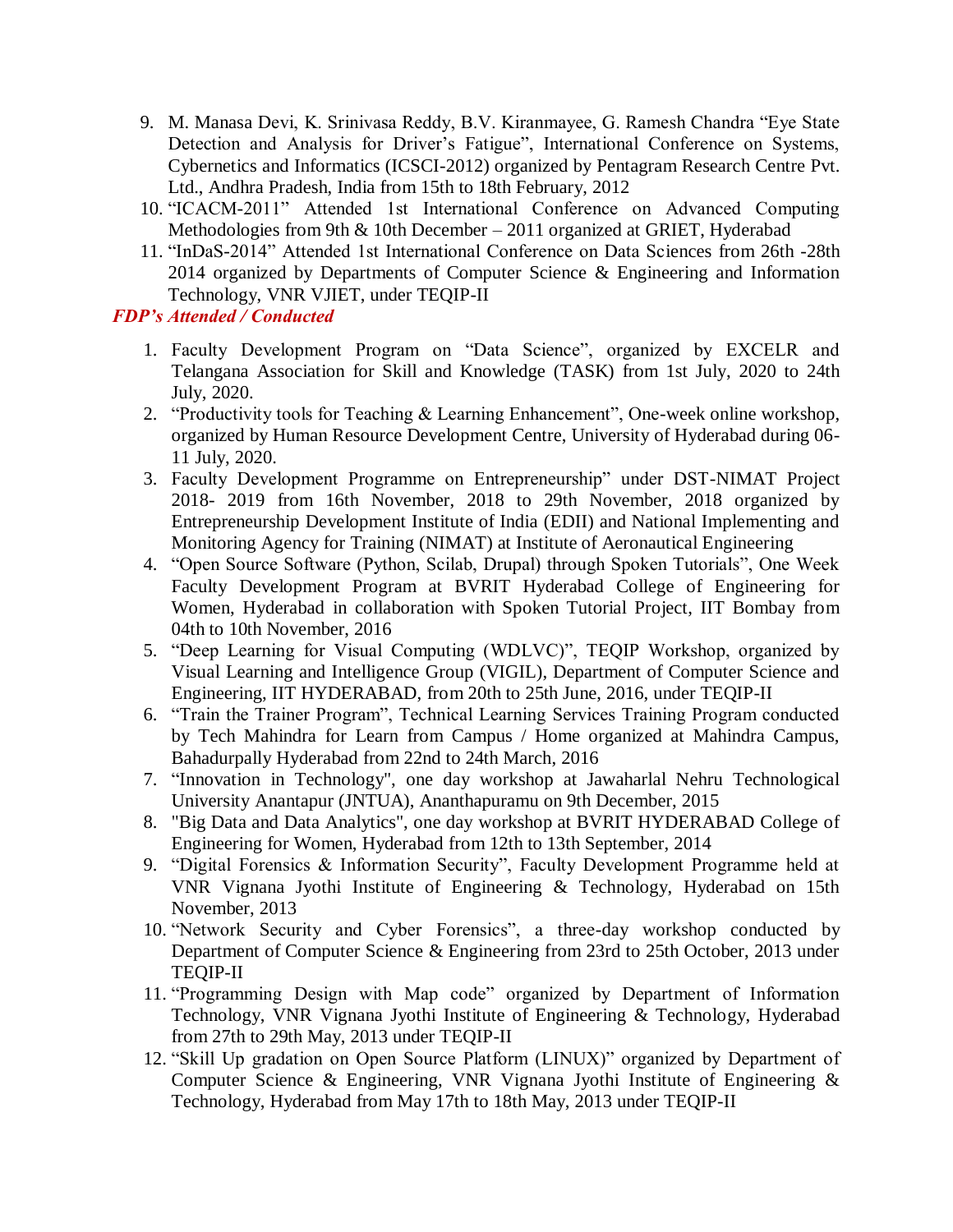9. M. Manasa Devi, K. Srinivasa Reddy, B.V. Kiranmayee, G. Ramesh Chandra "Eye State Detection and Analysis for Driver's Fatigue", International Conference on Systems, Cybernetics and Informatics (ICSCI-2012) organized by Pentagram Research Centre Pvt. Ltd., Andhra Pradesh, India from 15th to 18th February, 2012
10. "ICACM-2011" Attended 1st International Conference on Advanced Computing Methodologies from 9th & 10th December – 2011 organized at GRIET, Hyderabad
11. "InDaS-2014" Attended 1st International Conference on Data Sciences from 26th -28th 2014 organized by Departments of Computer Science & Engineering and Information Technology, VNR VJIET, under TEQIP-II

***FDP's Attended / Conducted***

1. Faculty Development Program on "Data Science", organized by EXCELR and Telangana Association for Skill and Knowledge (TASK) from 1st July, 2020 to 24th July, 2020.
2. "Productivity tools for Teaching & Learning Enhancement", One-week online workshop, organized by Human Resource Development Centre, University of Hyderabad during 06-11 July, 2020.
3. Faculty Development Programme on Entrepreneurship" under DST-NIMAT Project 2018- 2019 from 16th November, 2018 to 29th November, 2018 organized by Entrepreneurship Development Institute of India (EDII) and National Implementing and Monitoring Agency for Training (NIMAT) at Institute of Aeronautical Engineering
4. "Open Source Software (Python, Scilab, Drupal) through Spoken Tutorials", One Week Faculty Development Program at BVRIT Hyderabad College of Engineering for Women, Hyderabad in collaboration with Spoken Tutorial Project, IIT Bombay from 04th to 10th November, 2016
5. "Deep Learning for Visual Computing (WDLVC)", TEQIP Workshop, organized by Visual Learning and Intelligence Group (VIGIL), Department of Computer Science and Engineering, IIT HYDERABAD, from 20th to 25th June, 2016, under TEQIP-II
6. "Train the Trainer Program", Technical Learning Services Training Program conducted by Tech Mahindra for Learn from Campus / Home organized at Mahindra Campus, Bahadurpally Hyderabad from 22nd to 24th March, 2016
7. "Innovation in Technology", one day workshop at Jawaharlal Nehru Technological University Anantapur (JNTUA), Ananthapuramu on 9th December, 2015
8. "Big Data and Data Analytics", one day workshop at BVRIT HYDERABAD College of Engineering for Women, Hyderabad from 12th to 13th September, 2014
9. "Digital Forensics & Information Security", Faculty Development Programme held at VNR Vignana Jyothi Institute of Engineering & Technology, Hyderabad on 15th November, 2013
10. "Network Security and Cyber Forensics", a three-day workshop conducted by Department of Computer Science & Engineering from 23rd to 25th October, 2013 under TEQIP-II
11. "Programming Design with Map code" organized by Department of Information Technology, VNR Vignana Jyothi Institute of Engineering & Technology, Hyderabad from 27th to 29th May, 2013 under TEQIP-II
12. "Skill Up gradation on Open Source Platform (LINUX)" organized by Department of Computer Science & Engineering, VNR Vignana Jyothi Institute of Engineering & Technology, Hyderabad from May 17th to 18th May, 2013 under TEQIP-II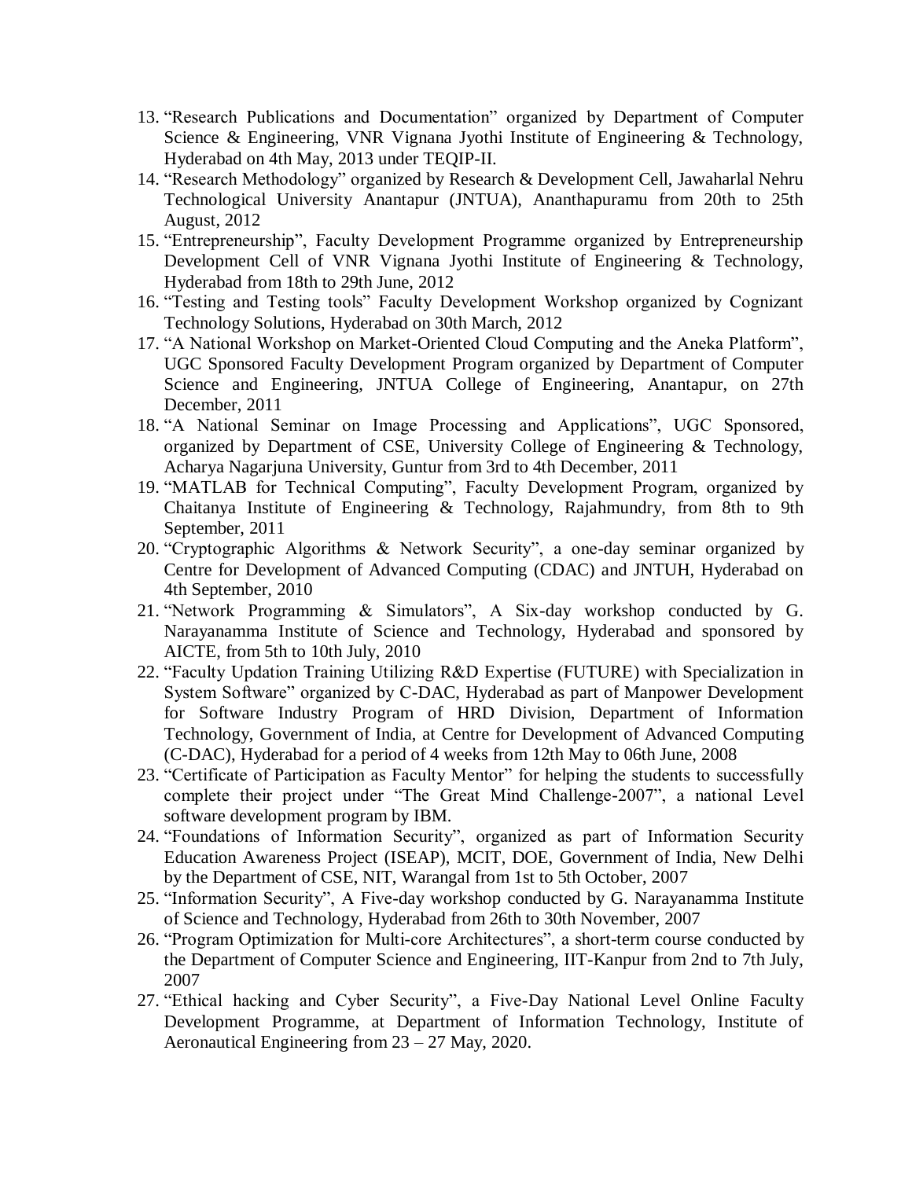13. "Research Publications and Documentation" organized by Department of Computer Science & Engineering, VNR Vignana Jyothi Institute of Engineering & Technology, Hyderabad on 4th May, 2013 under TEQIP-II.
14. "Research Methodology" organized by Research & Development Cell, Jawaharlal Nehru Technological University Anantapur (JNTUA), Ananthapuramu from 20th to 25th August, 2012
15. "Entrepreneurship", Faculty Development Programme organized by Entrepreneurship Development Cell of VNR Vignana Jyothi Institute of Engineering & Technology, Hyderabad from 18th to 29th June, 2012
16. "Testing and Testing tools" Faculty Development Workshop organized by Cognizant Technology Solutions, Hyderabad on 30th March, 2012
17. "A National Workshop on Market-Oriented Cloud Computing and the Aneka Platform", UGC Sponsored Faculty Development Program organized by Department of Computer Science and Engineering, JNTUA College of Engineering, Anantapur, on 27th December, 2011
18. "A National Seminar on Image Processing and Applications", UGC Sponsored, organized by Department of CSE, University College of Engineering & Technology, Acharya Nagarjuna University, Guntur from 3rd to 4th December, 2011
19. "MATLAB for Technical Computing", Faculty Development Program, organized by Chaitanya Institute of Engineering & Technology, Rajahmundry, from 8th to 9th September, 2011
20. "Cryptographic Algorithms & Network Security", a one-day seminar organized by Centre for Development of Advanced Computing (CDAC) and JNTUH, Hyderabad on 4th September, 2010
21. "Network Programming & Simulators", A Six-day workshop conducted by G. Narayanamma Institute of Science and Technology, Hyderabad and sponsored by AICTE, from 5th to 10th July, 2010
22. "Faculty Updation Training Utilizing R&D Expertise (FUTURE) with Specialization in System Software" organized by C-DAC, Hyderabad as part of Manpower Development for Software Industry Program of HRD Division, Department of Information Technology, Government of India, at Centre for Development of Advanced Computing (C-DAC), Hyderabad for a period of 4 weeks from 12th May to 06th June, 2008
23. "Certificate of Participation as Faculty Mentor" for helping the students to successfully complete their project under "The Great Mind Challenge-2007", a national Level software development program by IBM.
24. "Foundations of Information Security", organized as part of Information Security Education Awareness Project (ISEAP), MCIT, DOE, Government of India, New Delhi by the Department of CSE, NIT, Warangal from 1st to 5th October, 2007
25. "Information Security", A Five-day workshop conducted by G. Narayanamma Institute of Science and Technology, Hyderabad from 26th to 30th November, 2007
26. "Program Optimization for Multi-core Architectures", a short-term course conducted by the Department of Computer Science and Engineering, IIT-Kanpur from 2nd to 7th July, 2007
27. "Ethical hacking and Cyber Security", a Five-Day National Level Online Faculty Development Programme, at Department of Information Technology, Institute of Aeronautical Engineering from 23 – 27 May, 2020.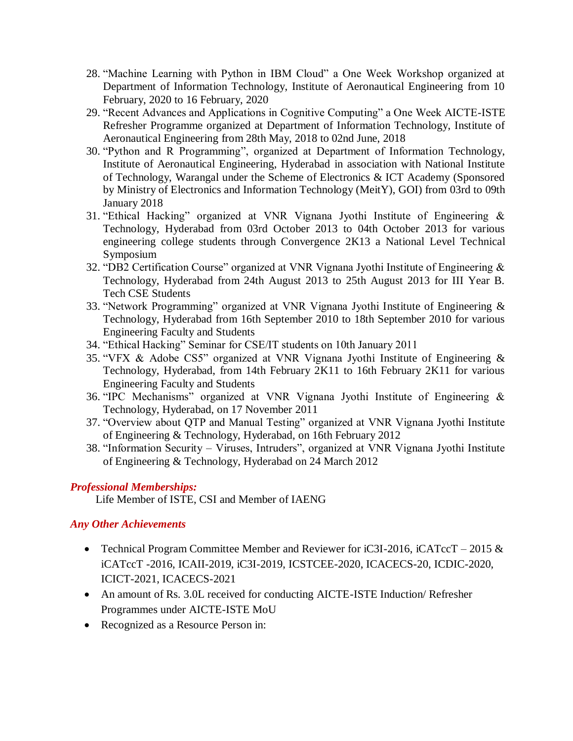28. “Machine Learning with Python in IBM Cloud” a One Week Workshop organized at Department of Information Technology, Institute of Aeronautical Engineering from 10 February, 2020 to 16 February, 2020
29. “Recent Advances and Applications in Cognitive Computing” a One Week AICTE-ISTE Refresher Programme organized at Department of Information Technology, Institute of Aeronautical Engineering from 28th May, 2018 to 02nd June, 2018
30. “Python and R Programming”, organized at Department of Information Technology, Institute of Aeronautical Engineering, Hyderabad in association with National Institute of Technology, Warangal under the Scheme of Electronics & ICT Academy (Sponsored by Ministry of Electronics and Information Technology (MeitY), GOI) from 03rd to 09th January 2018
31. “Ethical Hacking” organized at VNR Vignana Jyothi Institute of Engineering & Technology, Hyderabad from 03rd October 2013 to 04th October 2013 for various engineering college students through Convergence 2K13 a National Level Technical Symposium
32. “DB2 Certification Course” organized at VNR Vignana Jyothi Institute of Engineering & Technology, Hyderabad from 24th August 2013 to 25th August 2013 for III Year B. Tech CSE Students
33. “Network Programming” organized at VNR Vignana Jyothi Institute of Engineering & Technology, Hyderabad from 16th September 2010 to 18th September 2010 for various Engineering Faculty and Students
34. “Ethical Hacking” Seminar for CSE/IT students on 10th January 2011
35. “VFX & Adobe CS5” organized at VNR Vignana Jyothi Institute of Engineering & Technology, Hyderabad, from 14th February 2K11 to 16th February 2K11 for various Engineering Faculty and Students
36. “IPC Mechanisms” organized at VNR Vignana Jyothi Institute of Engineering & Technology, Hyderabad, on 17 November 2011
37. “Overview about QTP and Manual Testing” organized at VNR Vignana Jyothi Institute of Engineering & Technology, Hyderabad, on 16th February 2012
38. “Information Security – Viruses, Intruders”, organized at VNR Vignana Jyothi Institute of Engineering & Technology, Hyderabad on 24 March 2012

***Professional Memberships:***

Life Member of ISTE, CSI and Member of IAENG

***Any Other Achievements***

- Technical Program Committee Member and Reviewer for iC3I-2016, iCATccT – 2015 & iCATccT -2016, ICAII-2019, iC3I-2019, ICSTCEE-2020, ICACECS-20, ICDIC-2020, ICICT-2021, ICACECS-2021
- An amount of Rs. 3.0L received for conducting AICTE-ISTE Induction/ Refresher Programmes under AICTE-ISTE MoU
- Recognized as a Resource Person in: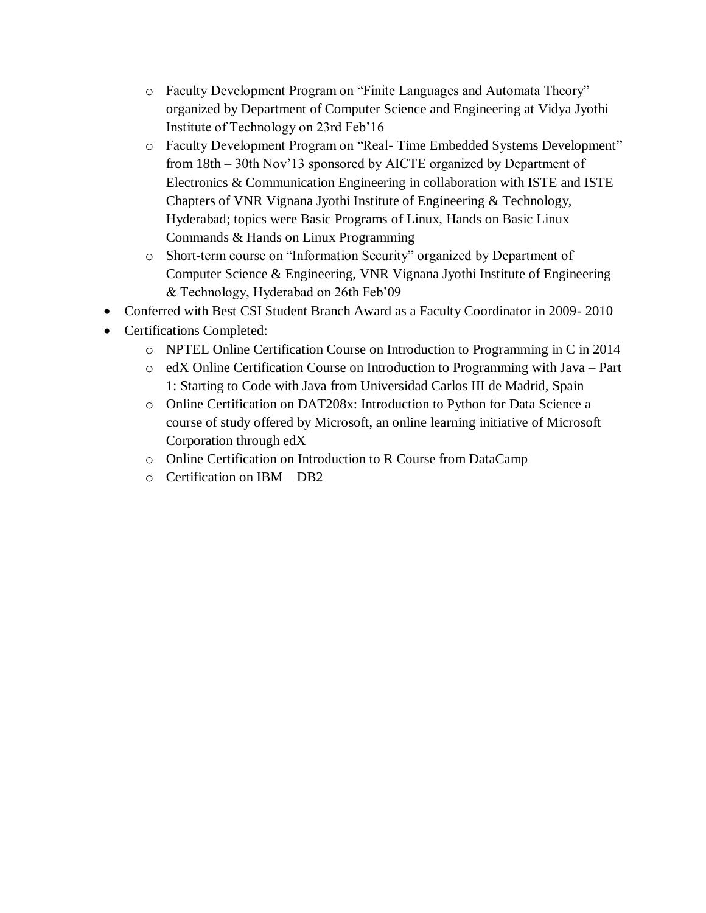- Faculty Development Program on "Finite Languages and Automata Theory" organized by Department of Computer Science and Engineering at Vidya Jyothi Institute of Technology on 23rd Feb'16
    - Faculty Development Program on "Real- Time Embedded Systems Development" from 18th – 30th Nov'13 sponsored by AICTE organized by Department of Electronics & Communication Engineering in collaboration with ISTE and ISTE Chapters of VNR Vignana Jyothi Institute of Engineering & Technology, Hyderabad; topics were Basic Programs of Linux, Hands on Basic Linux Commands & Hands on Linux Programming
    - Short-term course on "Information Security" organized by Department of Computer Science & Engineering, VNR Vignana Jyothi Institute of Engineering & Technology, Hyderabad on 26th Feb'09
- Conferred with Best CSI Student Branch Award as a Faculty Coordinator in 2009- 2010
- Certifications Completed:
    - NPTEL Online Certification Course on Introduction to Programming in C in 2014
    - edX Online Certification Course on Introduction to Programming with Java – Part 1: Starting to Code with Java from Universidad Carlos III de Madrid, Spain
    - Online Certification on DAT208x: Introduction to Python for Data Science a course of study offered by Microsoft, an online learning initiative of Microsoft Corporation through edX
    - Online Certification on Introduction to R Course from DataCamp
    - Certification on IBM – DB2